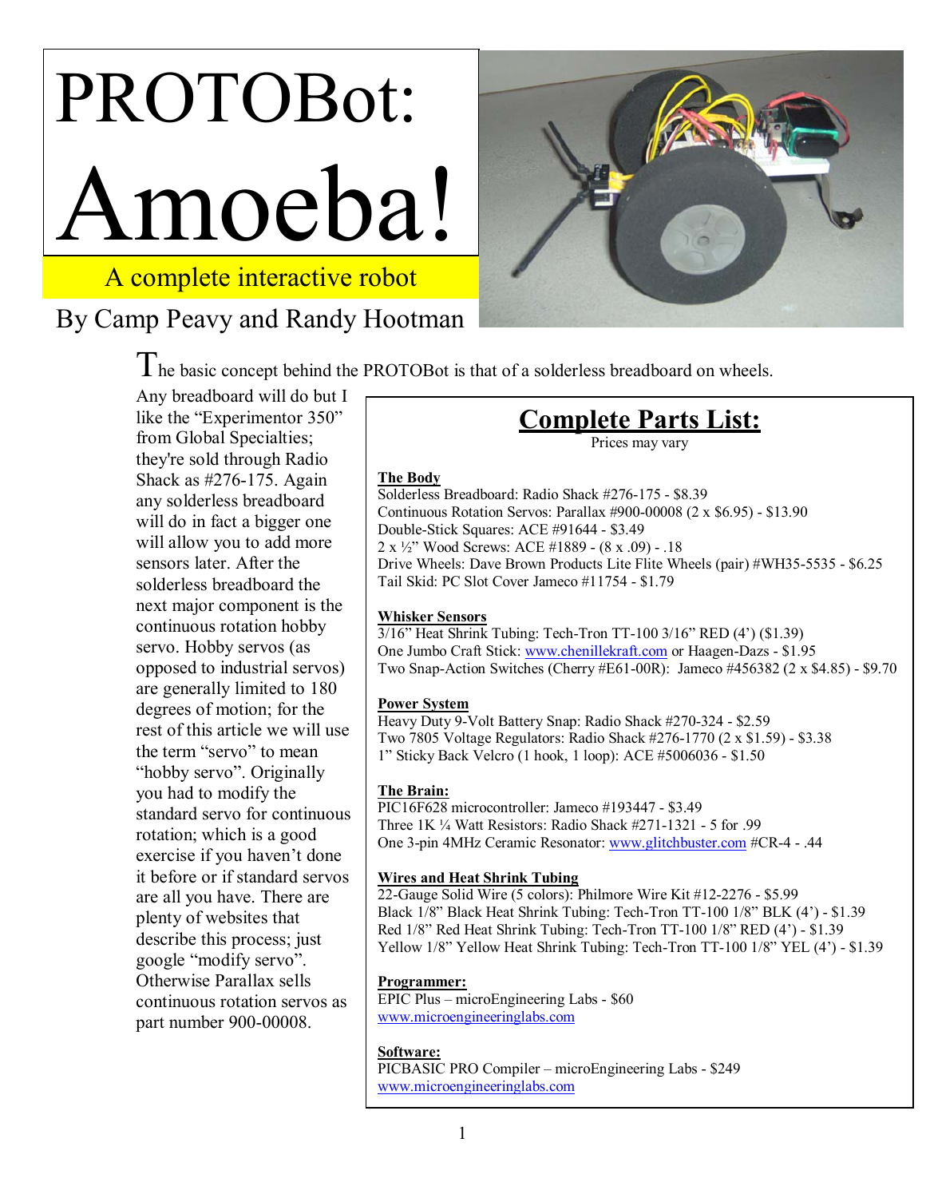# PROTOBot: Amoeba!

A complete interactive robot

By Camp Peavy and Randy Hootman

The basic concept behind the PROTOBot is that of a solderless breadboard on wheels. Any breadboard will do but I like the "Experimentor 350" from Global Specialties; they're sold through Radio Shack as #276-175. Again any solderless breadboard will do in fact a bigger one will allow you to add more sensors later. After the solderless breadboard the next major component is the continuous rotation hobby servo. Hobby servos (as opposed to industrial servos) are generally limited to 180 degrees of motion; for the rest of this article we will use the term "servo" to mean "hobby servo". Originally you had to modify the standard servo for continuous rotation; which is a good exercise if you haven't done it before or if standard servos are all you have. There are plenty of websites that describe this process; just google "modify servo". Otherwise Parallax sells continuous rotation servos as part number 900-00008.

## Complete Parts List:

Prices may vary

**The Body**

Solderless Breadboard: Radio Shack #276-175 - $8.39
Continuous Rotation Servos: Parallax #900-00008 (2 x $6.95) - $13.90
Double-Stick Squares: ACE #91644 - $3.49
2 x ½" Wood Screws: ACE #1889 - (8 x .09) - .18
Drive Wheels: Dave Brown Products Lite Flite Wheels (pair) #WH35-5535 - $6.25
Tail Skid: PC Slot Cover Jameco #11754 - $1.79

**Whisker Sensors**

3/16" Heat Shrink Tubing: Tech-Tron TT-100 3/16" RED (4') ($1.39)
One Jumbo Craft Stick: www.chenillekraft.com or Haagen-Dazs - $1.95
Two Snap-Action Switches (Cherry #E61-00R): Jameco #456382 (2 x $4.85) - $9.70

**Power System**

Heavy Duty 9-Volt Battery Snap: Radio Shack #270-324 - $2.59
Two 7805 Voltage Regulators: Radio Shack #276-1770 (2 x $1.59) - $3.38
1" Sticky Back Velcro (1 hook, 1 loop): ACE #5006036 - $1.50

**The Brain:**

PIC16F628 microcontroller: Jameco #193447 - $3.49
Three 1K ¼ Watt Resistors: Radio Shack #271-1321 - 5 for .99
One 3-pin 4MHz Ceramic Resonator: www.glitchbuster.com #CR-4 - .44

**Wires and Heat Shrink Tubing**

22-Gauge Solid Wire (5 colors): Philmore Wire Kit #12-2276 - $5.99
Black 1/8" Black Heat Shrink Tubing: Tech-Tron TT-100 1/8" BLK (4') - $1.39
Red 1/8" Red Heat Shrink Tubing: Tech-Tron TT-100 1/8" RED (4') - $1.39
Yellow 1/8" Yellow Heat Shrink Tubing: Tech-Tron TT-100 1/8" YEL (4') - $1.39

**Programmer:**

EPIC Plus – microEngineering Labs - $60
www.microengineeringlabs.com

**Software:**

PICBASIC PRO Compiler – microEngineering Labs - $249
www.microengineeringlabs.com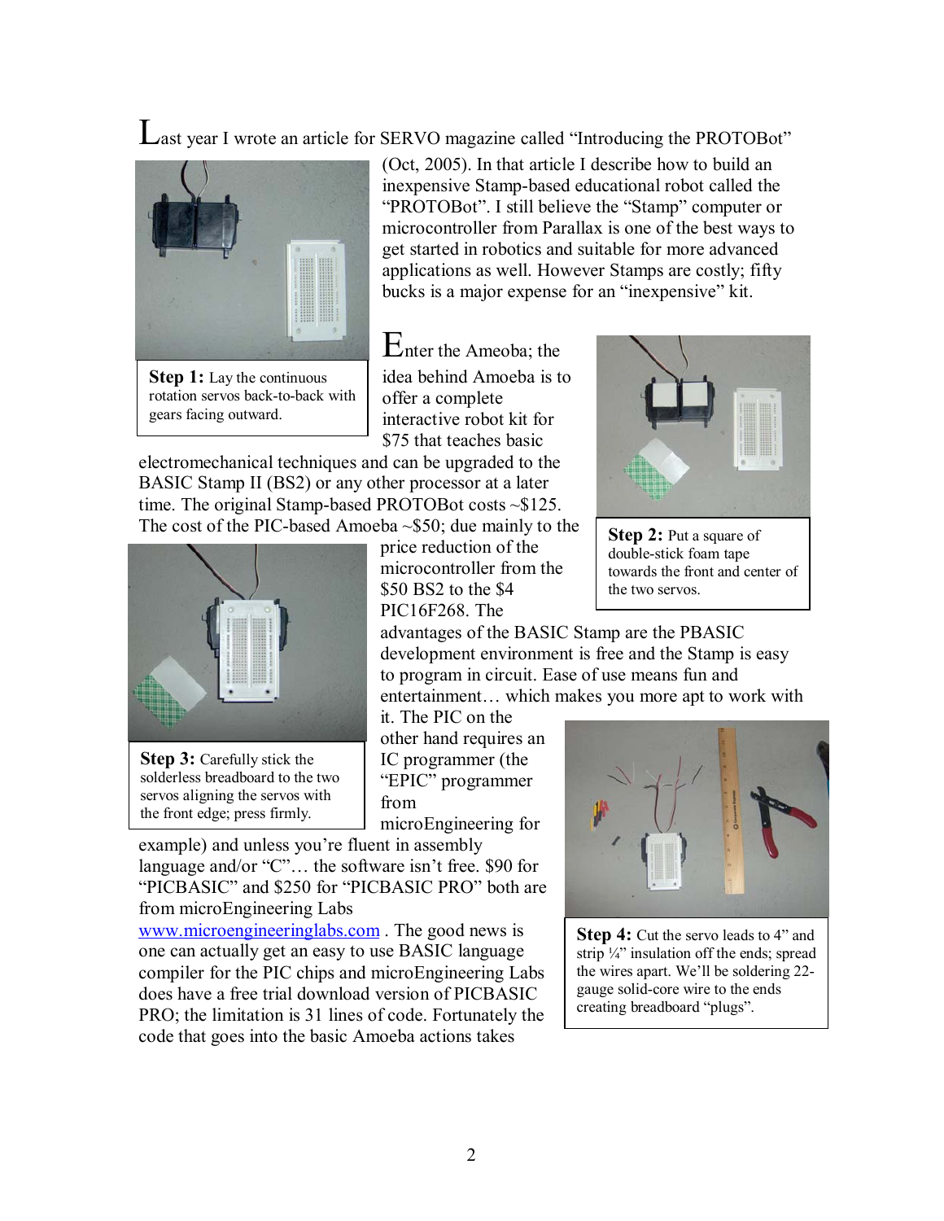Last year I wrote an article for SERVO magazine called "Introducing the PROTOBot" (Oct, 2005). In that article I describe how to build an inexpensive Stamp-based educational robot called the "PROTOBot". I still believe the "Stamp" computer or microcontroller from Parallax is one of the best ways to get started in robotics and suitable for more advanced applications as well. However Stamps are costly; fifty bucks is a major expense for an "inexpensive" kit.

**Step 1:** Lay the continuous rotation servos back-to-back with gears facing outward.

Enter the Ameoba; the idea behind Amoeba is to offer a complete interactive robot kit for $75 that teaches basic electromechanical techniques and can be upgraded to the BASIC Stamp II (BS2) or any other processor at a later time. The original Stamp-based PROTOBot costs ~$125. The cost of the PIC-based Amoeba ~$50; due mainly to the price reduction of the microcontroller from the $50 BS2 to the $4 PIC16F268. The advantages of the BASIC Stamp are the PBASIC development environment is free and the Stamp is easy to program in circuit. Ease of use means fun and entertainment… which makes you more apt to work with it. The PIC on the other hand requires an IC programmer (the "EPIC" programmer from microEngineering for example) and unless you're fluent in assembly language and/or "C"… the software isn't free. $90 for "PICBASIC" and $250 for "PICBASIC PRO" both are from microEngineering Labs www.microengineeringlabs.com . The good news is one can actually get an easy to use BASIC language compiler for the PIC chips and microEngineering Labs does have a free trial download version of PICBASIC PRO; the limitation is 31 lines of code. Fortunately the code that goes into the basic Amoeba actions takes

**Step 2:** Put a square of double-stick foam tape towards the front and center of the two servos.

**Step 3:** Carefully stick the solderless breadboard to the two servos aligning the servos with the front edge; press firmly.

**Step 4:** Cut the servo leads to 4" and strip ¼" insulation off the ends; spread the wires apart. We'll be soldering 22-gauge solid-core wire to the ends creating breadboard "plugs".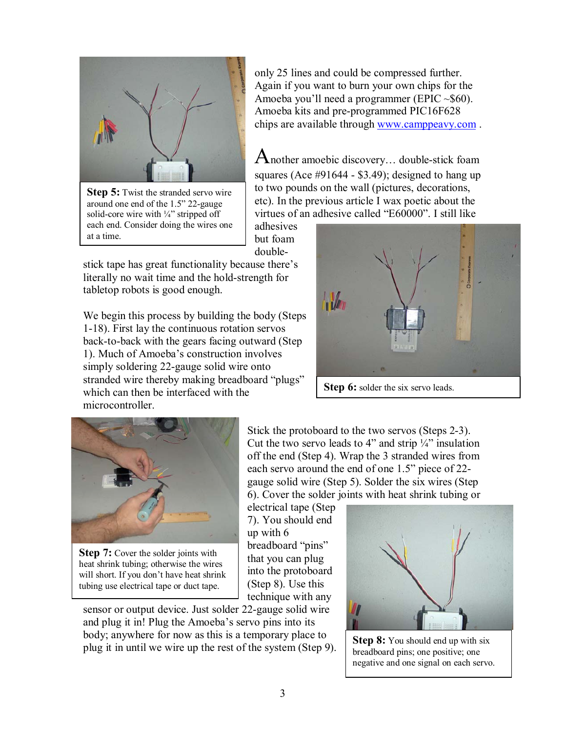only 25 lines and could be compressed further. Again if you want to burn your own chips for the Amoeba you'll need a programmer (EPIC ~$60). Amoeba kits and pre-programmed PIC16F628 chips are available through www.camppeavy.com .

**Step 5:** Twist the stranded servo wire around one end of the 1.5" 22-gauge solid-core wire with ¼" stripped off each end. Consider doing the wires one at a time.

Another amoebic discovery… double-stick foam squares (Ace #91644 - $3.49); designed to hang up to two pounds on the wall (pictures, decorations, etc). In the previous article I wax poetic about the virtues of an adhesive called "E60000". I still like adhesives but foam double-stick tape has great functionality because there's literally no wait time and the hold-strength for tabletop robots is good enough.

**Step 6:** solder the six servo leads.

We begin this process by building the body (Steps 1-18). First lay the continuous rotation servos back-to-back with the gears facing outward (Step 1). Much of Amoeba's construction involves simply soldering 22-gauge solid wire onto stranded wire thereby making breadboard "plugs" which can then be interfaced with the microcontroller.

**Step 7:** Cover the solder joints with heat shrink tubing; otherwise the wires will short. If you don't have heat shrink tubing use electrical tape or duct tape.

Stick the protoboard to the two servos (Steps 2-3). Cut the two servo leads to 4" and strip ¼" insulation off the end (Step 4). Wrap the 3 stranded wires from each servo around the end of one 1.5" piece of 22-gauge solid wire (Step 5). Solder the six wires (Step 6). Cover the solder joints with heat shrink tubing or electrical tape (Step 7). You should end up with 6 breadboard "pins" that you can plug into the protoboard (Step 8). Use this technique with any sensor or output device. Just solder 22-gauge solid wire and plug it in! Plug the Amoeba's servo pins into its body; anywhere for now as this is a temporary place to plug it in until we wire up the rest of the system (Step 9).

**Step 8:** You should end up with six breadboard pins; one positive; one negative and one signal on each servo.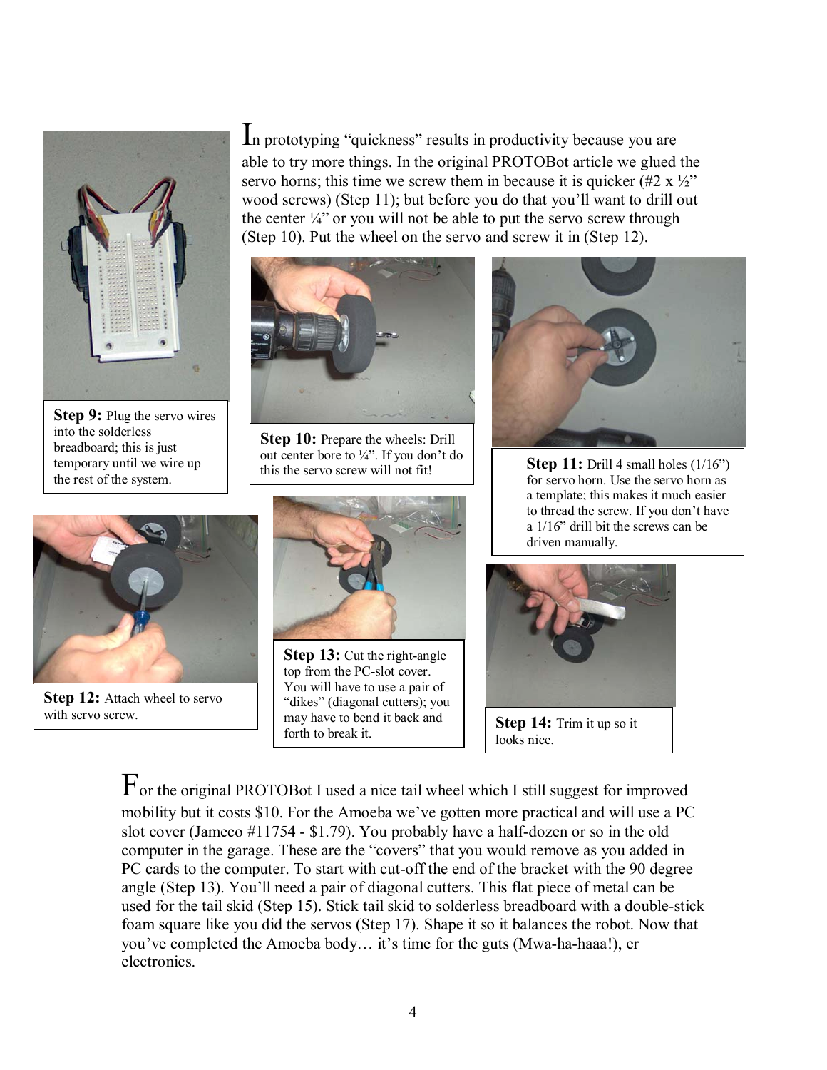In prototyping "quickness" results in productivity because you are able to try more things. In the original PROTOBot article we glued the servo horns; this time we screw them in because it is quicker (#2 x ½" wood screws) (Step 11); but before you do that you'll want to drill out the center ¼" or you will not be able to put the servo screw through (Step 10). Put the wheel on the servo and screw it in (Step 12).

**Step 9:** Plug the servo wires into the solderless breadboard; this is just temporary until we wire up the rest of the system.

**Step 10:** Prepare the wheels: Drill out center bore to ¼". If you don't do this the servo screw will not fit!

**Step 11:** Drill 4 small holes (1/16") for servo horn. Use the servo horn as a template; this makes it much easier to thread the screw. If you don't have a 1/16" drill bit the screws can be driven manually.

**Step 12:** Attach wheel to servo with servo screw.

**Step 13:** Cut the right-angle top from the PC-slot cover. You will have to use a pair of "dikes" (diagonal cutters); you may have to bend it back and forth to break it.

**Step 14:** Trim it up so it looks nice.

For the original PROTOBot I used a nice tail wheel which I still suggest for improved mobility but it costs $10. For the Amoeba we've gotten more practical and will use a PC slot cover (Jameco #11754 - $1.79). You probably have a half-dozen or so in the old computer in the garage. These are the "covers" that you would remove as you added in PC cards to the computer. To start with cut-off the end of the bracket with the 90 degree angle (Step 13). You'll need a pair of diagonal cutters. This flat piece of metal can be used for the tail skid (Step 15). Stick tail skid to solderless breadboard with a double-stick foam square like you did the servos (Step 17). Shape it so it balances the robot. Now that you've completed the Amoeba body… it's time for the guts (Mwa-ha-haaa!), er electronics.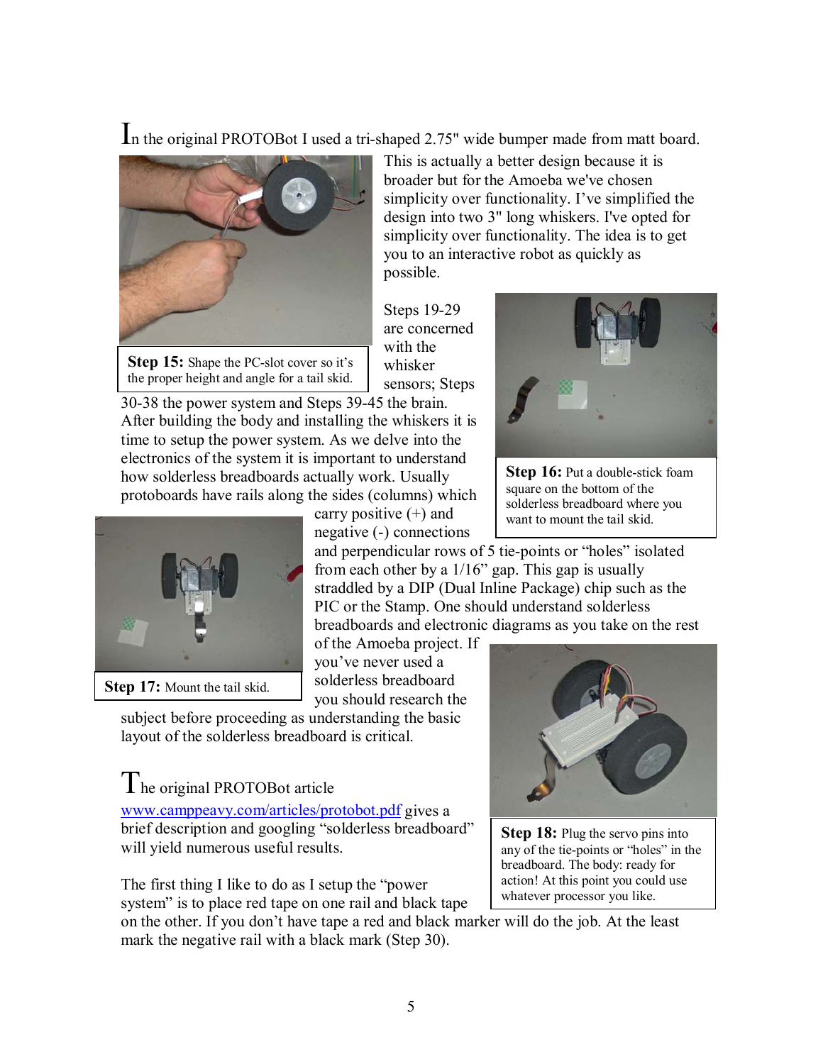In the original PROTOBot I used a tri-shaped 2.75" wide bumper made from matt board. This is actually a better design because it is broader but for the Amoeba we've chosen simplicity over functionality. I've simplified the design into two 3" long whiskers. I've opted for simplicity over functionality. The idea is to get you to an interactive robot as quickly as possible.

**Step 15:** Shape the PC-slot cover so it's the proper height and angle for a tail skid.

Steps 19-29 are concerned with the whisker sensors; Steps 30-38 the power system and Steps 39-45 the brain. After building the body and installing the whiskers it is time to setup the power system. As we delve into the electronics of the system it is important to understand how solderless breadboards actually work. Usually protoboards have rails along the sides (columns) which carry positive (+) and negative (-) connections and perpendicular rows of 5 tie-points or "holes" isolated from each other by a 1/16" gap. This gap is usually straddled by a DIP (Dual Inline Package) chip such as the PIC or the Stamp. One should understand solderless breadboards and electronic diagrams as you take on the rest of the Amoeba project. If you've never used a solderless breadboard you should research the subject before proceeding as understanding the basic layout of the solderless breadboard is critical.

**Step 16:** Put a double-stick foam square on the bottom of the solderless breadboard where you want to mount the tail skid.

**Step 17:** Mount the tail skid.

The original PROTOBot article www.camppeavy.com/articles/protobot.pdf gives a brief description and googling "solderless breadboard" will yield numerous useful results.

The first thing I like to do as I setup the "power system" is to place red tape on one rail and black tape on the other. If you don't have tape a red and black marker will do the job. At the least mark the negative rail with a black mark (Step 30).

**Step 18:** Plug the servo pins into any of the tie-points or "holes" in the breadboard. The body: ready for action! At this point you could use whatever processor you like.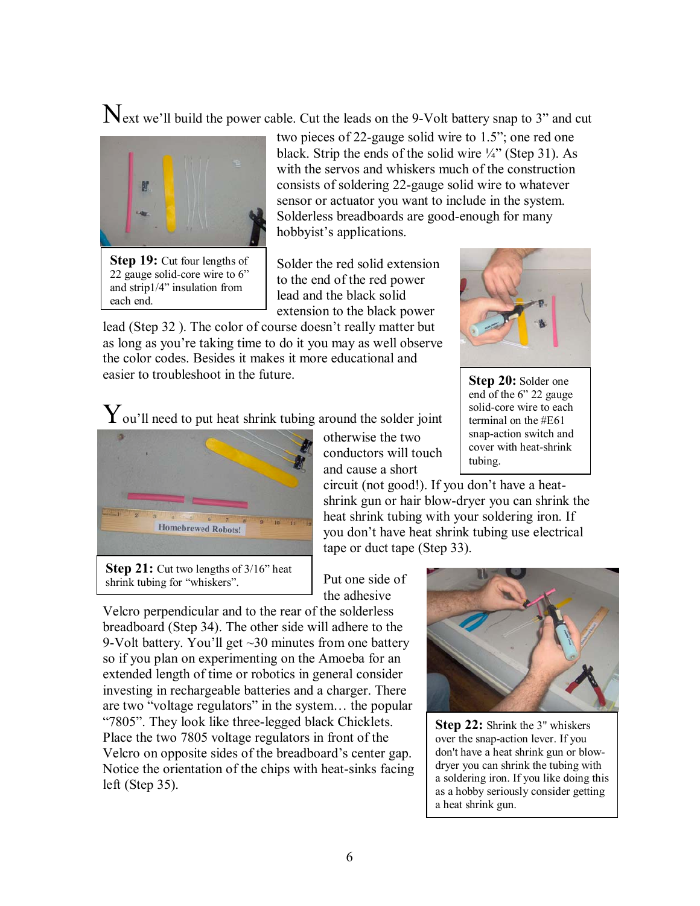Next we'll build the power cable. Cut the leads on the 9-Volt battery snap to 3" and cut two pieces of 22-gauge solid wire to 1.5"; one red one black. Strip the ends of the solid wire ¼" (Step 31). As with the servos and whiskers much of the construction consists of soldering 22-gauge solid wire to whatever sensor or actuator you want to include in the system. Solderless breadboards are good-enough for many hobbyist's applications.

**Step 19:** Cut four lengths of 22 gauge solid-core wire to 6" and strip1/4" insulation from each end.

Solder the red solid extension to the end of the red power lead and the black solid extension to the black power lead (Step 32 ). The color of course doesn't really matter but as long as you're taking time to do it you may as well observe the color codes. Besides it makes it more educational and easier to troubleshoot in the future.

**Step 20:** Solder one end of the 6" 22 gauge solid-core wire to each terminal on the #E61 snap-action switch and cover with heat-shrink tubing.

You'll need to put heat shrink tubing around the solder joint otherwise the two conductors will touch and cause a short circuit (not good!). If you don't have a heat-shrink gun or hair blow-dryer you can shrink the heat shrink tubing with your soldering iron. If you don't have heat shrink tubing use electrical tape or duct tape (Step 33).

**Step 21:** Cut two lengths of 3/16" heat shrink tubing for "whiskers".

Put one side of the adhesive Velcro perpendicular and to the rear of the solderless breadboard (Step 34). The other side will adhere to the 9-Volt battery. You'll get ~30 minutes from one battery so if you plan on experimenting on the Amoeba for an extended length of time or robotics in general consider investing in rechargeable batteries and a charger. There are two "voltage regulators" in the system… the popular "7805". They look like three-legged black Chicklets. Place the two 7805 voltage regulators in front of the Velcro on opposite sides of the breadboard's center gap. Notice the orientation of the chips with heat-sinks facing left (Step 35).

**Step 22:** Shrink the 3" whiskers over the snap-action lever. If you don't have a heat shrink gun or blow-dryer you can shrink the tubing with a soldering iron. If you like doing this as a hobby seriously consider getting a heat shrink gun.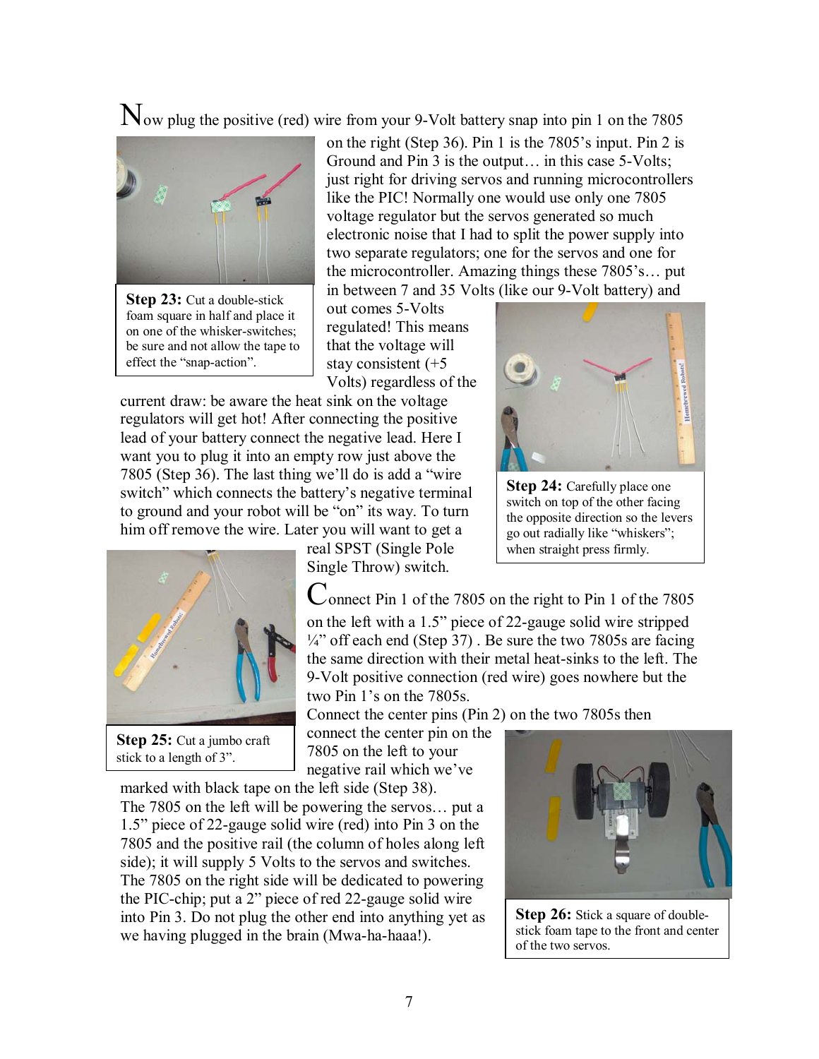Now plug the positive (red) wire from your 9-Volt battery snap into pin 1 on the 7805 on the right (Step 36). Pin 1 is the 7805's input. Pin 2 is Ground and Pin 3 is the output… in this case 5-Volts; just right for driving servos and running microcontrollers like the PIC! Normally one would use only one 7805 voltage regulator but the servos generated so much electronic noise that I had to split the power supply into two separate regulators; one for the servos and one for the microcontroller. Amazing things these 7805's… put in between 7 and 35 Volts (like our 9-Volt battery) and out comes 5-Volts regulated! This means that the voltage will stay consistent (+5 Volts) regardless of the current draw: be aware the heat sink on the voltage regulators will get hot! After connecting the positive lead of your battery connect the negative lead. Here I want you to plug it into an empty row just above the 7805 (Step 36). The last thing we'll do is add a "wire switch" which connects the battery's negative terminal to ground and your robot will be "on" its way. To turn him off remove the wire. Later you will want to get a real SPST (Single Pole Single Throw) switch.

**Step 23:** Cut a double-stick foam square in half and place it on one of the whisker-switches; be sure and not allow the tape to effect the "snap-action".

**Step 24:** Carefully place one switch on top of the other facing the opposite direction so the levers go out radially like "whiskers"; when straight press firmly.

**Step 25:** Cut a jumbo craft stick to a length of 3".

Connect Pin 1 of the 7805 on the right to Pin 1 of the 7805 on the left with a 1.5" piece of 22-gauge solid wire stripped ¼" off each end (Step 37) . Be sure the two 7805s are facing the same direction with their metal heat-sinks to the left. The 9-Volt positive connection (red wire) goes nowhere but the two Pin 1's on the 7805s.

Connect the center pins (Pin 2) on the two 7805s then connect the center pin on the 7805 on the left to your negative rail which we've marked with black tape on the left side (Step 38).

The 7805 on the left will be powering the servos… put a 1.5" piece of 22-gauge solid wire (red) into Pin 3 on the 7805 and the positive rail (the column of holes along left side); it will supply 5 Volts to the servos and switches. The 7805 on the right side will be dedicated to powering the PIC-chip; put a 2" piece of red 22-gauge solid wire into Pin 3. Do not plug the other end into anything yet as we having plugged in the brain (Mwa-ha-haaa!).

**Step 26:** Stick a square of double-stick foam tape to the front and center of the two servos.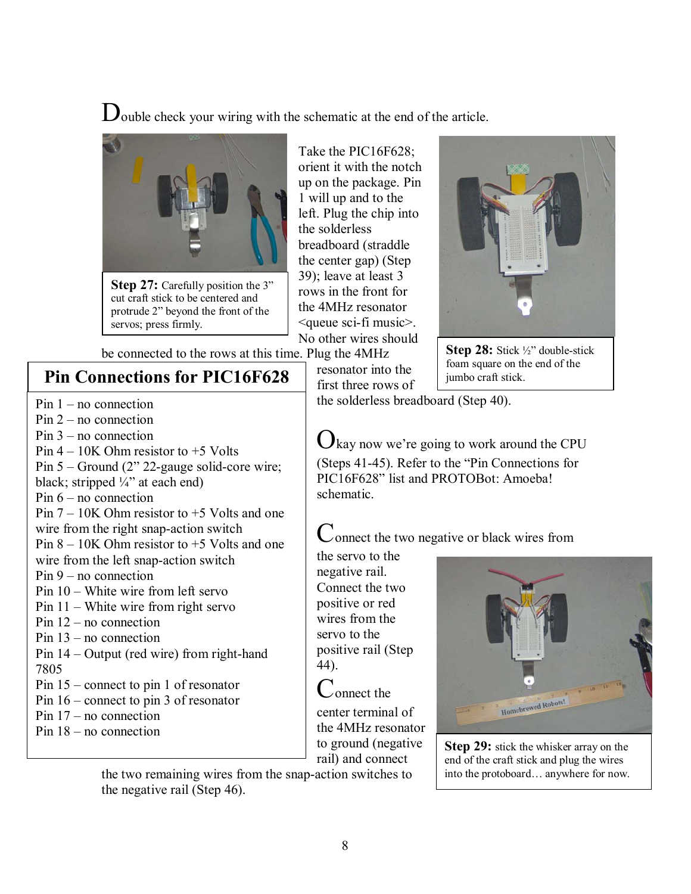Double check your wiring with the schematic at the end of the article.

**Step 27:** Carefully position the 3" cut craft stick to be centered and protrude 2" beyond the front of the servos; press firmly.

Take the PIC16F628; orient it with the notch up on the package. Pin 1 will up and to the left. Plug the chip into the solderless breadboard (straddle the center gap) (Step 39); leave at least 3 rows in the front for the 4MHz resonator <queue sci-fi music>. No other wires should be connected to the rows at this time. Plug the 4MHz resonator into the first three rows of the solderless breadboard (Step 40).

**Step 28:** Stick ½" double-stick foam square on the end of the jumbo craft stick.

## Pin Connections for PIC16F628

- Pin 1 – no connection
- Pin 2 – no connection
- Pin 3 – no connection
- Pin 4 – 10K Ohm resistor to +5 Volts
- Pin 5 – Ground (2" 22-gauge solid-core wire; black; stripped ¼" at each end)
- Pin 6 – no connection
- Pin 7 – 10K Ohm resistor to +5 Volts and one wire from the right snap-action switch
- Pin 8 – 10K Ohm resistor to +5 Volts and one wire from the left snap-action switch
- Pin 9 – no connection
- Pin 10 – White wire from left servo
- Pin 11 – White wire from right servo
- Pin 12 – no connection
- Pin 13 – no connection
- Pin 14 – Output (red wire) from right-hand 7805
- Pin 15 – connect to pin 1 of resonator
- Pin 16 – connect to pin 3 of resonator
- Pin 17 – no connection
- Pin 18 – no connection

Okay now we're going to work around the CPU (Steps 41-45). Refer to the "Pin Connections for PIC16F628" list and PROTOBot: Amoeba! schematic.

Connect the two negative or black wires from the servo to the negative rail. Connect the two positive or red wires from the servo to the positive rail (Step 44).

Connect the center terminal of the 4MHz resonator to ground (negative rail) and connect the two remaining wires from the snap-action switches to the negative rail (Step 46).

**Step 29:** stick the whisker array on the end of the craft stick and plug the wires into the protoboard… anywhere for now.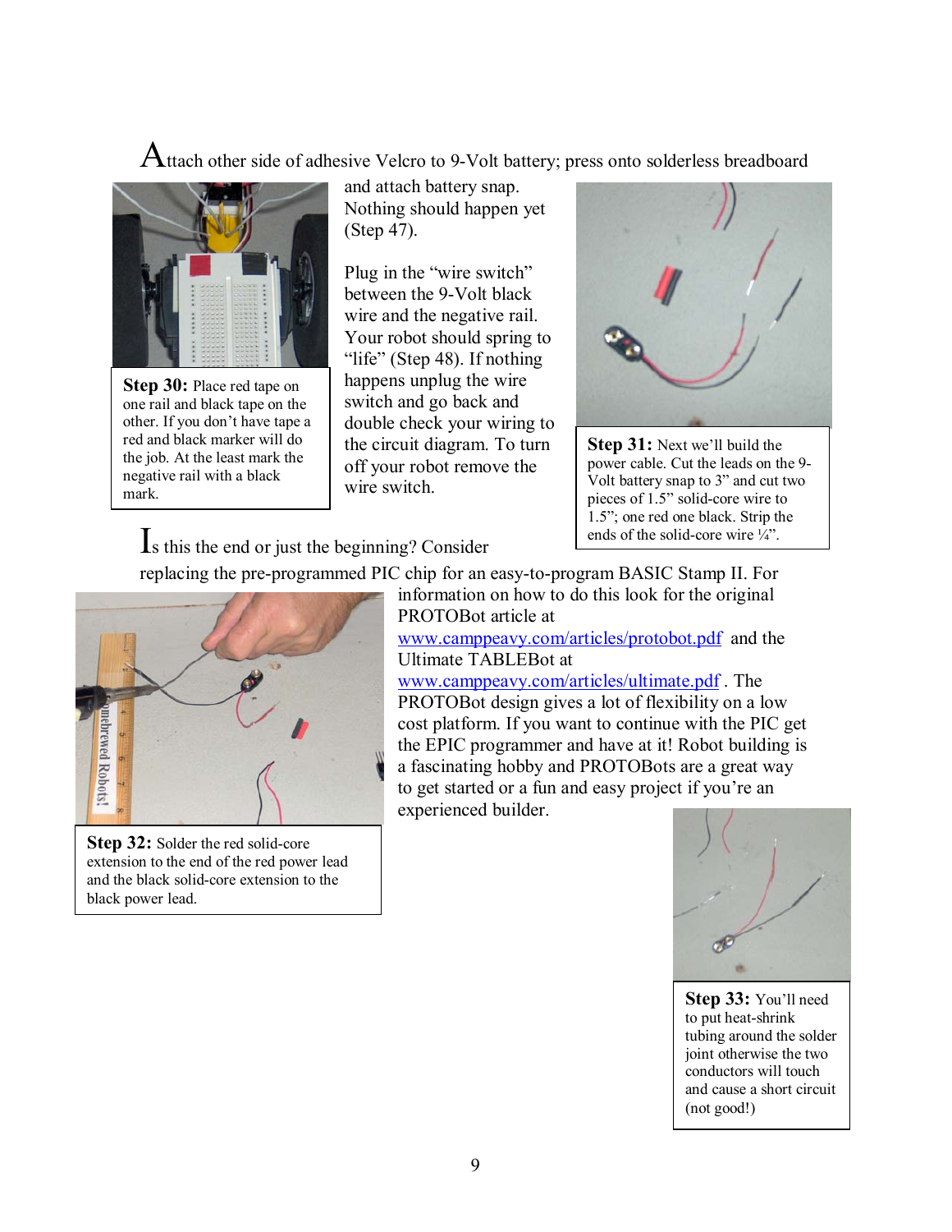Attach other side of adhesive Velcro to 9-Volt battery; press onto solderless breadboard and attach battery snap. Nothing should happen yet (Step 47).

Plug in the "wire switch" between the 9-Volt black wire and the negative rail. Your robot should spring to "life" (Step 48). If nothing happens unplug the wire switch and go back and double check your wiring to the circuit diagram. To turn off your robot remove the wire switch.

**Step 30:** Place red tape on one rail and black tape on the other. If you don't have tape a red and black marker will do the job. At the least mark the negative rail with a black mark.

**Step 31:** Next we'll build the power cable. Cut the leads on the 9-Volt battery snap to 3" and cut two pieces of 1.5" solid-core wire to 1.5"; one red one black. Strip the ends of the solid-core wire ¼".

Is this the end or just the beginning? Consider replacing the pre-programmed PIC chip for an easy-to-program BASIC Stamp II. For information on how to do this look for the original PROTOBot article at www.camppeavy.com/articles/protobot.pdf and the Ultimate TABLEBot at www.camppeavy.com/articles/ultimate.pdf . The PROTOBot design gives a lot of flexibility on a low cost platform. If you want to continue with the PIC get the EPIC programmer and have at it! Robot building is a fascinating hobby and PROTOBots are a great way to get started or a fun and easy project if you're an experienced builder.

**Step 32:** Solder the red solid-core extension to the end of the red power lead and the black solid-core extension to the black power lead.

**Step 33:** You'll need to put heat-shrink tubing around the solder joint otherwise the two conductors will touch and cause a short circuit (not good!)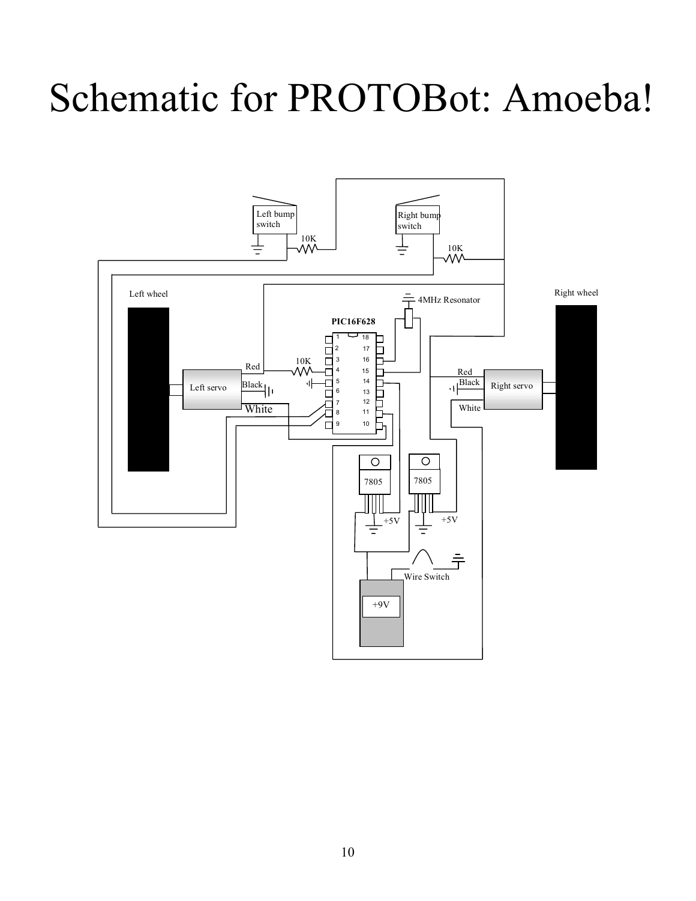# Schematic for PROTOBot: Amoeba!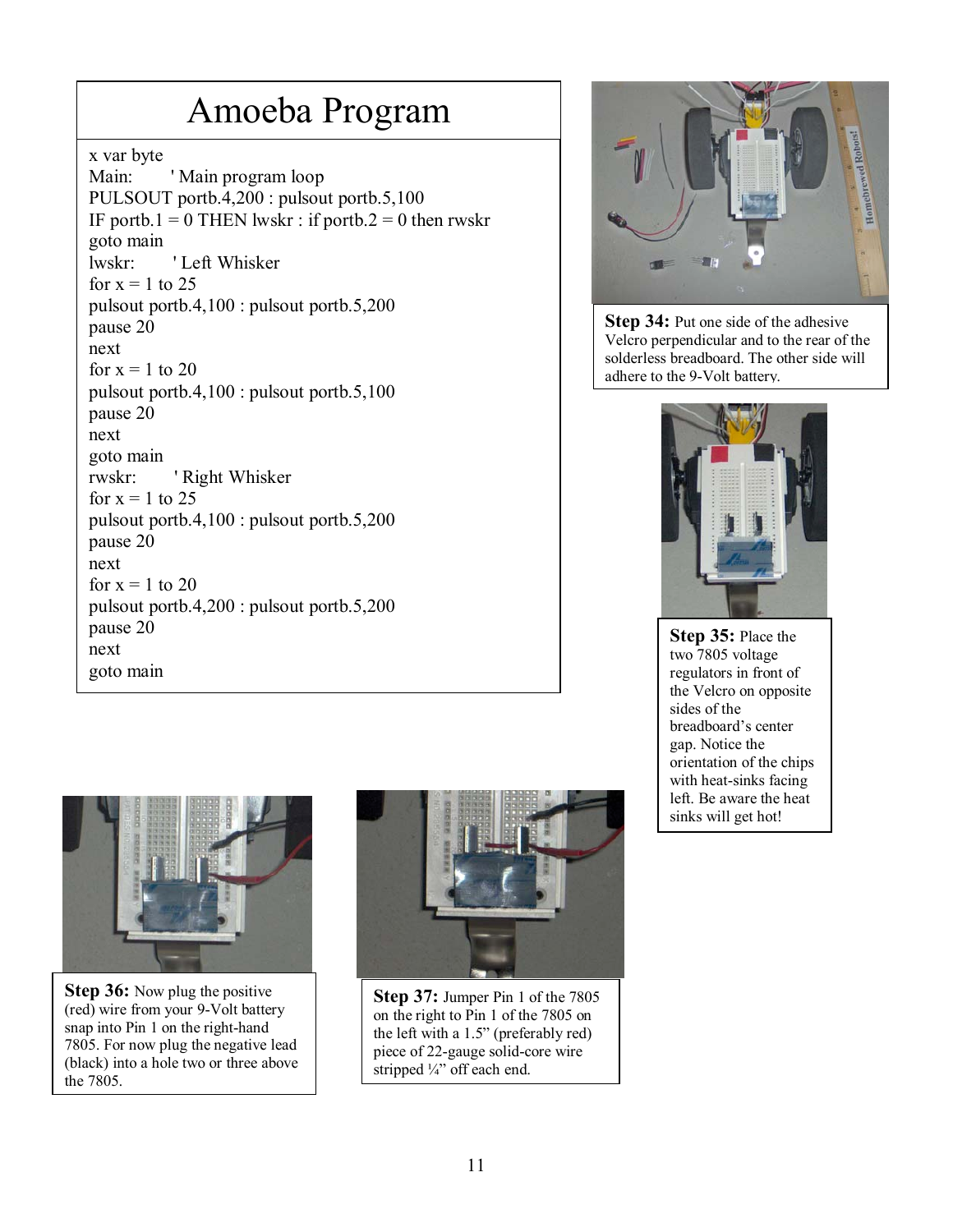# Amoeba Program

```
x var byte
Main:        ' Main program loop
PULSOUT portb.4,200 : pulsout portb.5,100
IF portb.1 = 0 THEN lwskr : if portb.2 = 0 then rwskr
goto main
lwskr:       ' Left Whisker
for x = 1 to 25
pulsout portb.4,100 : pulsout portb.5,200
pause 20
next
for x = 1 to 20
pulsout portb.4,100 : pulsout portb.5,100
pause 20
next
goto main
rwskr:       ' Right Whisker
for x = 1 to 25
pulsout portb.4,100 : pulsout portb.5,200
pause 20
next
for x = 1 to 20
pulsout portb.4,200 : pulsout portb.5,200
pause 20
next
goto main
```

**Step 34:** Put one side of the adhesive Velcro perpendicular and to the rear of the solderless breadboard. The other side will adhere to the 9-Volt battery.

**Step 35:** Place the two 7805 voltage regulators in front of the Velcro on opposite sides of the breadboard's center gap. Notice the orientation of the chips with heat-sinks facing left. Be aware the heat sinks will get hot!

**Step 36:** Now plug the positive (red) wire from your 9-Volt battery snap into Pin 1 on the right-hand 7805. For now plug the negative lead (black) into a hole two or three above the 7805.

**Step 37:** Jumper Pin 1 of the 7805 on the right to Pin 1 of the 7805 on the left with a 1.5" (preferably red) piece of 22-gauge solid-core wire stripped ¼" off each end.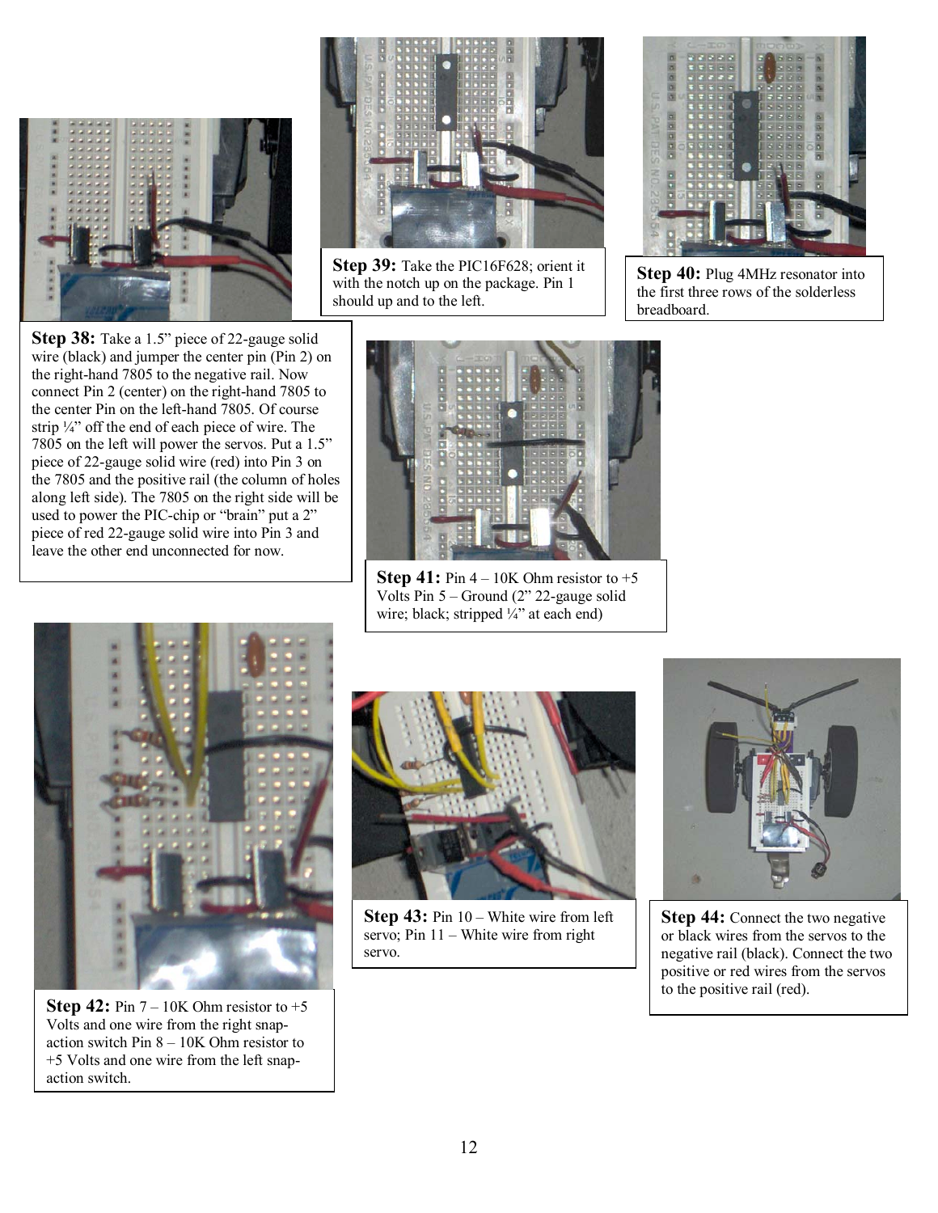**Step 38:** Take a 1.5" piece of 22-gauge solid wire (black) and jumper the center pin (Pin 2) on the right-hand 7805 to the negative rail. Now connect Pin 2 (center) on the right-hand 7805 to the center Pin on the left-hand 7805. Of course strip ¼" off the end of each piece of wire. The 7805 on the left will power the servos. Put a 1.5" piece of 22-gauge solid wire (red) into Pin 3 on the 7805 and the positive rail (the column of holes along left side). The 7805 on the right side will be used to power the PIC-chip or "brain" put a 2" piece of red 22-gauge solid wire into Pin 3 and leave the other end unconnected for now.

**Step 39:** Take the PIC16F628; orient it with the notch up on the package. Pin 1 should up and to the left.

**Step 40:** Plug 4MHz resonator into the first three rows of the solderless breadboard.

**Step 41:** Pin 4 – 10K Ohm resistor to +5 Volts Pin 5 – Ground (2" 22-gauge solid wire; black; stripped ¼" at each end)

**Step 42:** Pin 7 – 10K Ohm resistor to +5 Volts and one wire from the right snap-action switch Pin 8 – 10K Ohm resistor to +5 Volts and one wire from the left snap-action switch.

**Step 43:** Pin 10 – White wire from left servo; Pin 11 – White wire from right servo.

**Step 44:** Connect the two negative or black wires from the servos to the negative rail (black). Connect the two positive or red wires from the servos to the positive rail (red).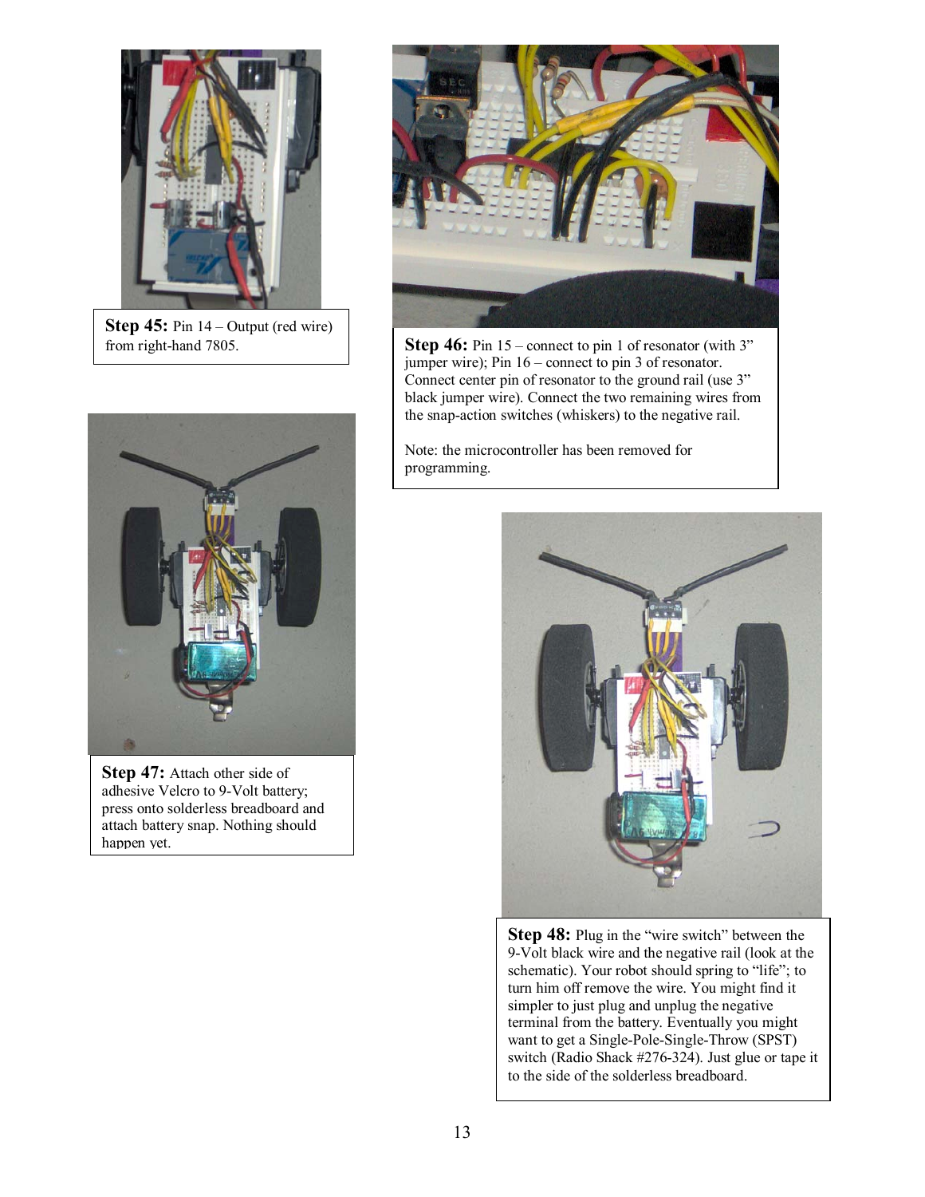**Step 45:** Pin 14 – Output (red wire) from right-hand 7805.

**Step 46:** Pin 15 – connect to pin 1 of resonator (with 3" jumper wire); Pin 16 – connect to pin 3 of resonator. Connect center pin of resonator to the ground rail (use 3" black jumper wire). Connect the two remaining wires from the snap-action switches (whiskers) to the negative rail.

Note: the microcontroller has been removed for programming.

**Step 47:** Attach other side of adhesive Velcro to 9-Volt battery; press onto solderless breadboard and attach battery snap. Nothing should happen yet.

**Step 48:** Plug in the "wire switch" between the 9-Volt black wire and the negative rail (look at the schematic). Your robot should spring to "life"; to turn him off remove the wire. You might find it simpler to just plug and unplug the negative terminal from the battery. Eventually you might want to get a Single-Pole-Single-Throw (SPST) switch (Radio Shack #276-324). Just glue or tape it to the side of the solderless breadboard.